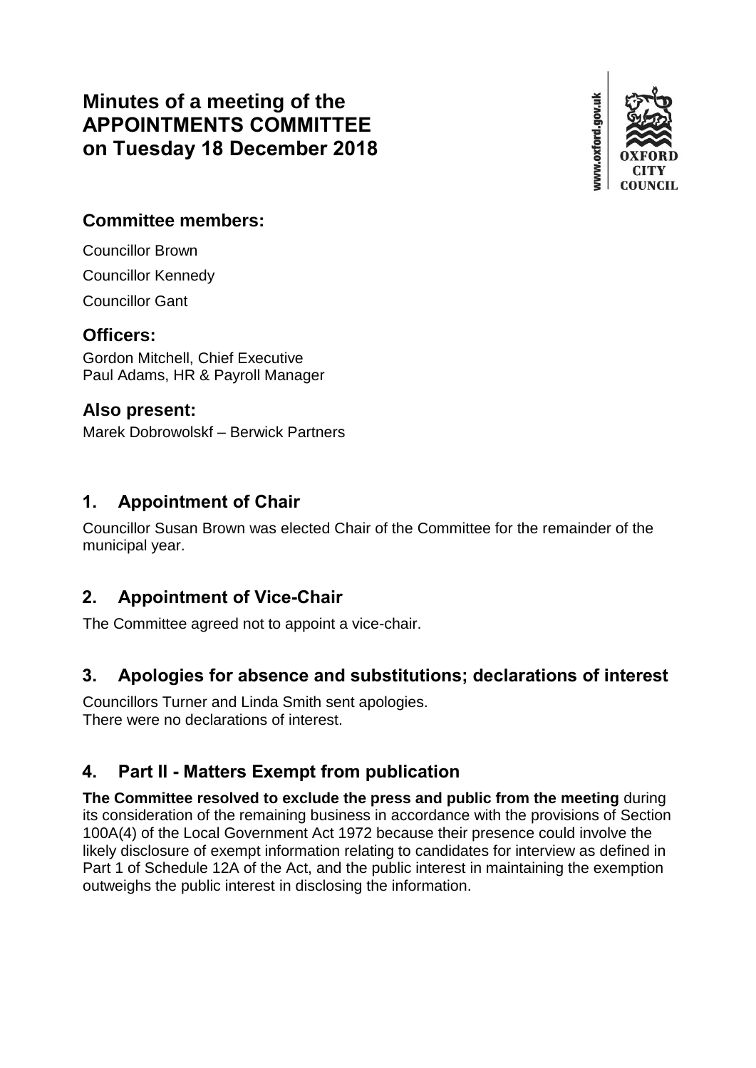# Minutes of a meeting of the APPOINTMENTS COMMITTEE on Tuesday 18 December 2018

## Committee members:

Councillor Brown

Councillor Kennedy

Councillor Gant

## Officers:

Gordon Mitchell, Chief Executive
Paul Adams, HR & Payroll Manager

## Also present:

Marek Dobrowolskf – Berwick Partners

## 1. Appointment of Chair

Councillor Susan Brown was elected Chair of the Committee for the remainder of the municipal year.

## 2. Appointment of Vice-Chair

The Committee agreed not to appoint a vice-chair.

## 3. Apologies for absence and substitutions; declarations of interest

Councillors Turner and Linda Smith sent apologies.
There were no declarations of interest.

## 4. Part II - Matters Exempt from publication

**The Committee resolved to exclude the press and public from the meeting** during its consideration of the remaining business in accordance with the provisions of Section 100A(4) of the Local Government Act 1972 because their presence could involve the likely disclosure of exempt information relating to candidates for interview as defined in Part 1 of Schedule 12A of the Act, and the public interest in maintaining the exemption outweighs the public interest in disclosing the information.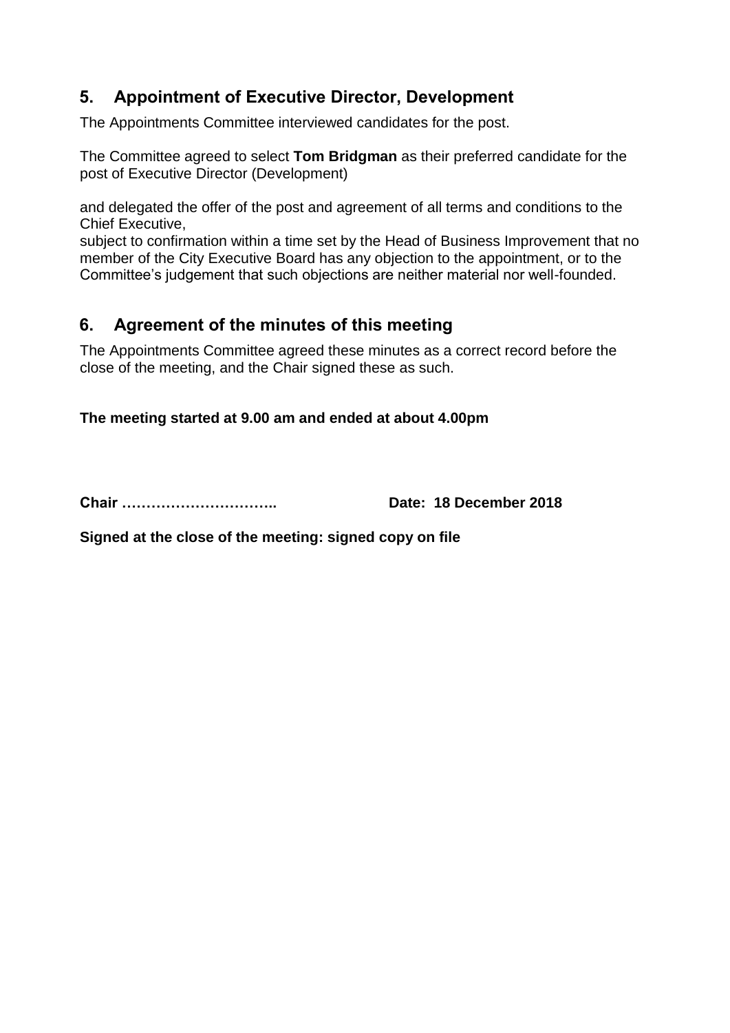## 5. Appointment of Executive Director, Development

The Appointments Committee interviewed candidates for the post.

The Committee agreed to select **Tom Bridgman** as their preferred candidate for the post of Executive Director (Development)

and delegated the offer of the post and agreement of all terms and conditions to the Chief Executive,
subject to confirmation within a time set by the Head of Business Improvement that no member of the City Executive Board has any objection to the appointment, or to the Committee's judgement that such objections are neither material nor well-founded.

## 6. Agreement of the minutes of this meeting

The Appointments Committee agreed these minutes as a correct record before the close of the meeting, and the Chair signed these as such.

**The meeting started at 9.00 am and ended at about 4.00pm**

**Chair …………………………..** **Date: 18 December 2018**

**Signed at the close of the meeting: signed copy on file**